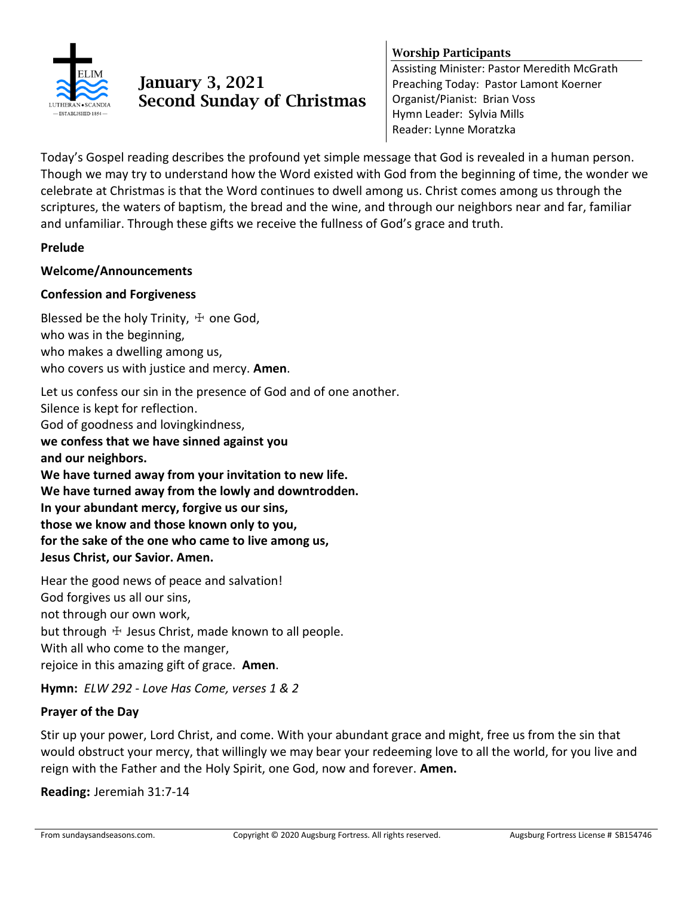# January 3, 2021
# Second Sunday of Christmas

**Worship Participants**

Assisting Minister: Pastor Meredith McGrath
Preaching Today: Pastor Lamont Koerner
Organist/Pianist: Brian Voss
Hymn Leader: Sylvia Mills
Reader: Lynne Moratzka

Today's Gospel reading describes the profound yet simple message that God is revealed in a human person. Though we may try to understand how the Word existed with God from the beginning of time, the wonder we celebrate at Christmas is that the Word continues to dwell among us. Christ comes among us through the scriptures, the waters of baptism, the bread and the wine, and through our neighbors near and far, familiar and unfamiliar. Through these gifts we receive the fullness of God's grace and truth.

**Prelude**

**Welcome/Announcements**

**Confession and Forgiveness**

Blessed be the holy Trinity, ☩ one God,
who was in the beginning,
who makes a dwelling among us,
who covers us with justice and mercy. **Amen**.

Let us confess our sin in the presence of God and of one another.
Silence is kept for reflection.
God of goodness and lovingkindness,
**we confess that we have sinned against you**
**and our neighbors.**
**We have turned away from your invitation to new life.**
**We have turned away from the lowly and downtrodden.**
**In your abundant mercy, forgive us our sins,**
**those we know and those known only to you,**
**for the sake of the one who came to live among us,**
**Jesus Christ, our Savior. Amen.**

Hear the good news of peace and salvation!
God forgives us all our sins,
not through our own work,
but through ☩ Jesus Christ, made known to all people.
With all who come to the manger,
rejoice in this amazing gift of grace. **Amen**.

**Hymn:** *ELW 292 - Love Has Come, verses 1 & 2*

**Prayer of the Day**

Stir up your power, Lord Christ, and come. With your abundant grace and might, free us from the sin that would obstruct your mercy, that willingly we may bear your redeeming love to all the world, for you live and reign with the Father and the Holy Spirit, one God, now and forever. **Amen.**

**Reading:** Jeremiah 31:7-14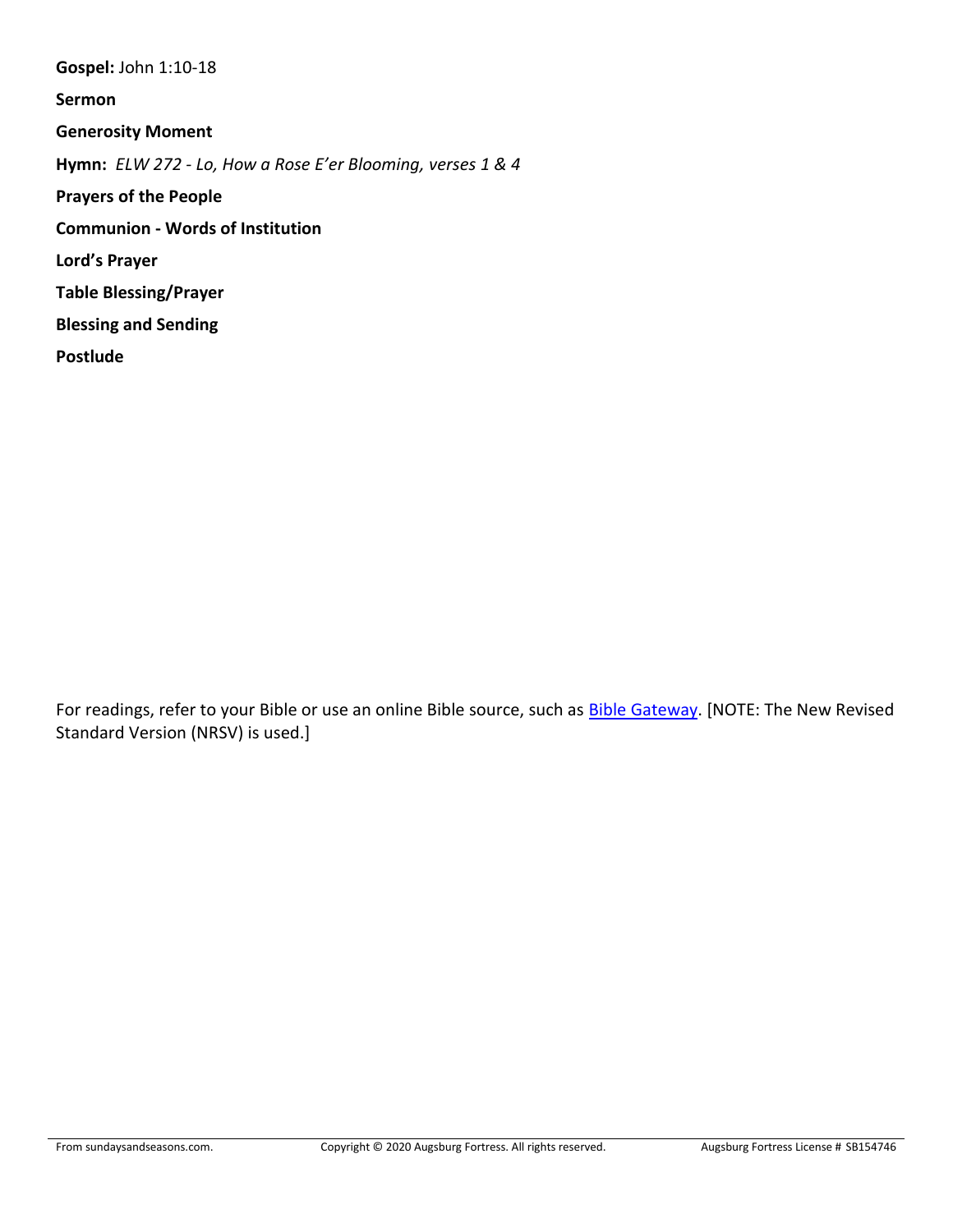**Gospel:** John 1:10-18

**Sermon**

**Generosity Moment**

**Hymn:** *ELW 272 - Lo, How a Rose E'er Blooming, verses 1 & 4*

**Prayers of the People**

**Communion - Words of Institution**

**Lord's Prayer**

**Table Blessing/Prayer**

**Blessing and Sending**

**Postlude**

For readings, refer to your Bible or use an online Bible source, such as [Bible Gateway](). [NOTE: The New Revised Standard Version (NRSV) is used.]

From sundaysandseasons.com. Copyright © 2020 Augsburg Fortress. All rights reserved. Augsburg Fortress License # SB154746